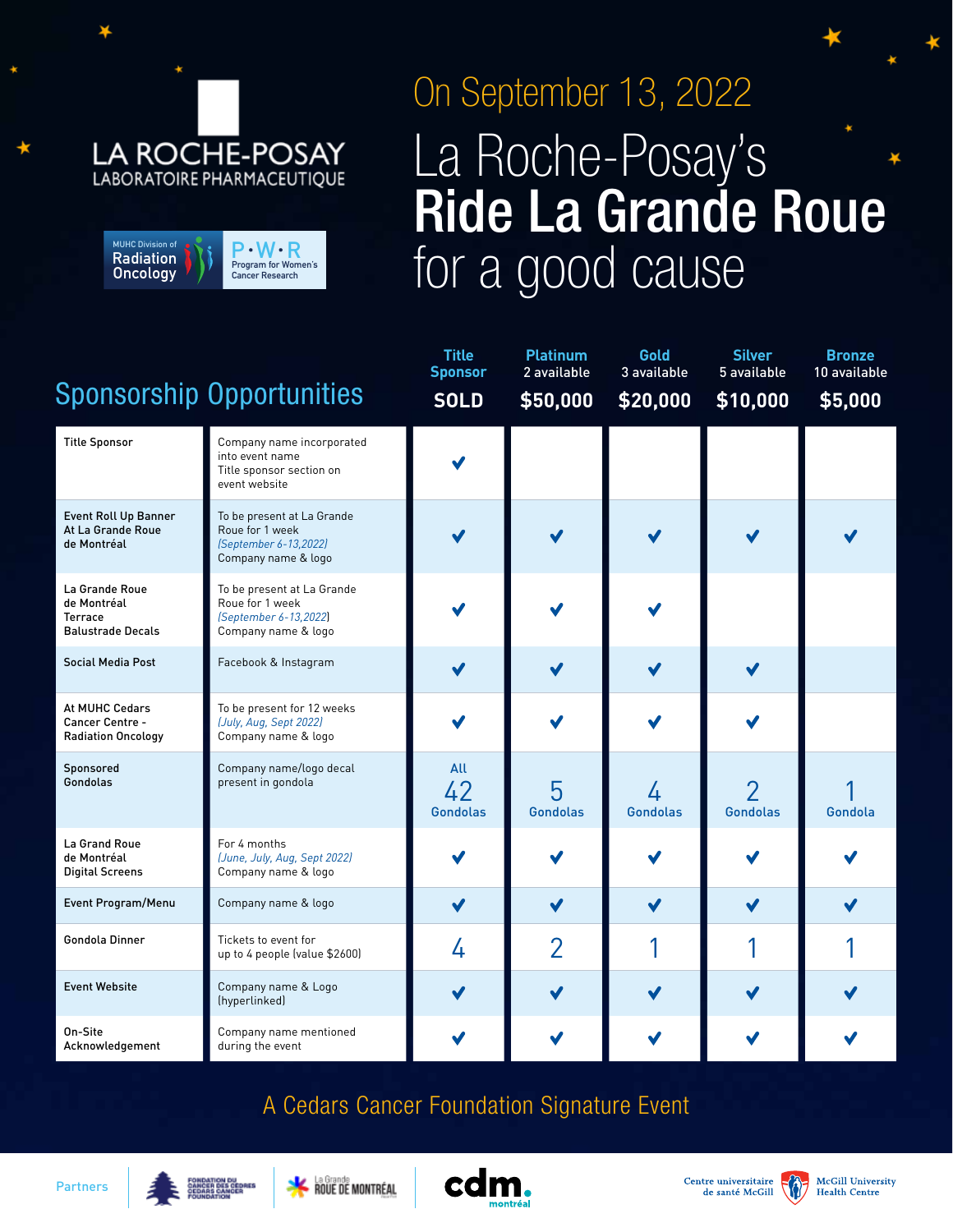LA ROCHE-POSAY
LABORATOIRE PHARMACEUTIQUE

MUHC Division of Radiation Oncology

P•W•R Program for Women's Cancer Research

On September 13, 2022

# La Roche-Posay's **Ride La Grande Roue** for a good cause

## Sponsorship Opportunities

| | | Title Sponsor SOLD | Platinum 2 available $50,000 | Gold 3 available $20,000 | Silver 5 available $10,000 | Bronze 10 available $5,000 |
|---|---|---|---|---|---|---|
| Title Sponsor | Company name incorporated into event name<br>Title sponsor section on event website | ✔ | | | | |
| Event Roll Up Banner At La Grande Roue de Montréal | To be present at La Grande Roue for 1 week *(September 6-13,2022)*<br>Company name & logo | ✔ | ✔ | ✔ | ✔ | ✔ |
| La Grande Roue de Montréal Terrace Balustrade Decals | To be present at La Grande Roue for 1 week *(September 6-13,2022)*<br>Company name & logo | ✔ | ✔ | ✔ | | |
| Social Media Post | Facebook & Instagram | ✔ | ✔ | ✔ | ✔ | |
| At MUHC Cedars Cancer Centre - Radiation Oncology | To be present for 12 weeks *(July, Aug, Sept 2022)*<br>Company name & logo | ✔ | ✔ | ✔ | ✔ | |
| Sponsored Gondolas | Company name/logo decal present in gondola | All 42 Gondolas | 5 Gondolas | 4 Gondolas | 2 Gondolas | 1 Gondola |
| La Grand Roue de Montréal Digital Screens | For 4 months *(June, July, Aug, Sept 2022)*<br>Company name & logo | ✔ | ✔ | ✔ | ✔ | ✔ |
| Event Program/Menu | Company name & logo | ✔ | ✔ | ✔ | ✔ | ✔ |
| Gondola Dinner | Tickets to event for up to 4 people (value $2600) | 4 | 2 | 1 | 1 | 1 |
| Event Website | Company name & Logo (hyperlinked) | ✔ | ✔ | ✔ | ✔ | ✔ |
| On-Site Acknowledgement | Company name mentioned during the event | ✔ | ✔ | ✔ | ✔ | ✔ |

A Cedars Cancer Foundation Signature Event

Partners: Fondation du Cancer des Cèdres / Cedars Cancer Foundation | La Grande Roue de Montréal | cdm montréal | Centre universitaire de santé McGill / McGill University Health Centre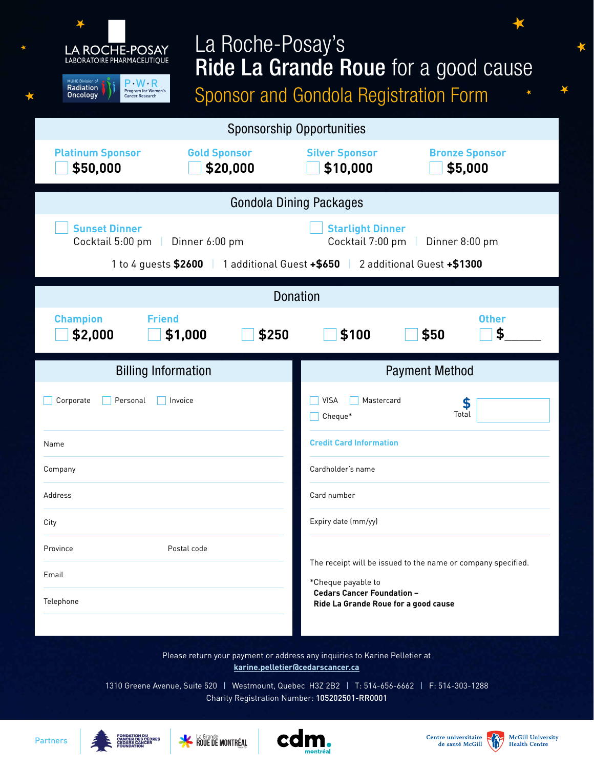LA ROCHE-POSAY
LABORATOIRE PHARMACEUTIQUE

MUHC Division of Radiation Oncology | P·W·R Program for Women's Cancer Research

# La Roche-Posay's **Ride La Grande Roue** for a good cause

## Sponsor and Gondola Registration Form

## Sponsorship Opportunities

- ☐ **Platinum Sponsor** — **$50,000**
- ☐ **Gold Sponsor** — **$20,000**
- ☐ **Silver Sponsor** — **$10,000**
- ☐ **Bronze Sponsor** — **$5,000**

## Gondola Dining Packages

☐ **Sunset Dinner**
Cocktail 5:00 pm | Dinner 6:00 pm

☐ **Starlight Dinner**
Cocktail 7:00 pm | Dinner 8:00 pm

1 to 4 guests **$2600** | 1 additional Guest **+$650** | 2 additional Guest **+$1300**

## Donation

- ☐ **Champion** — **$2,000**
- ☐ **Friend** — **$1,000**
- ☐ **$250**
- ☐ **$100**
- ☐ **$50**
- ☐ **Other** — **$**_____

## Billing Information

☐ Corporate ☐ Personal ☐ Invoice

Name

Company

Address

City

Province Postal code

Email

Telephone

## Payment Method

☐ VISA ☐ Mastercard
☐ Cheque*

**$** Total ________

**Credit Card Information**

Cardholder's name

Card number

Expiry date (mm/yy)

The receipt will be issued to the name or company specified.

*Cheque payable to
**Cedars Cancer Foundation –**
**Ride La Grande Roue for a good cause**

Please return your payment or address any inquiries to Karine Pelletier at
**karine.pelletier@cedarscancer.ca**

1310 Greene Avenue, Suite 520 | Westmount, Quebec H3Z 2B2 | T: 514-656-6662 | F: 514-303-1288
Charity Registration Number: **105202501-RR0001**

Partners: Fondation du Cancer des Cèdres / Cedars Cancer Foundation | La Grande Roue de Montréal | cdm montréal | Centre universitaire de santé McGill / McGill University Health Centre